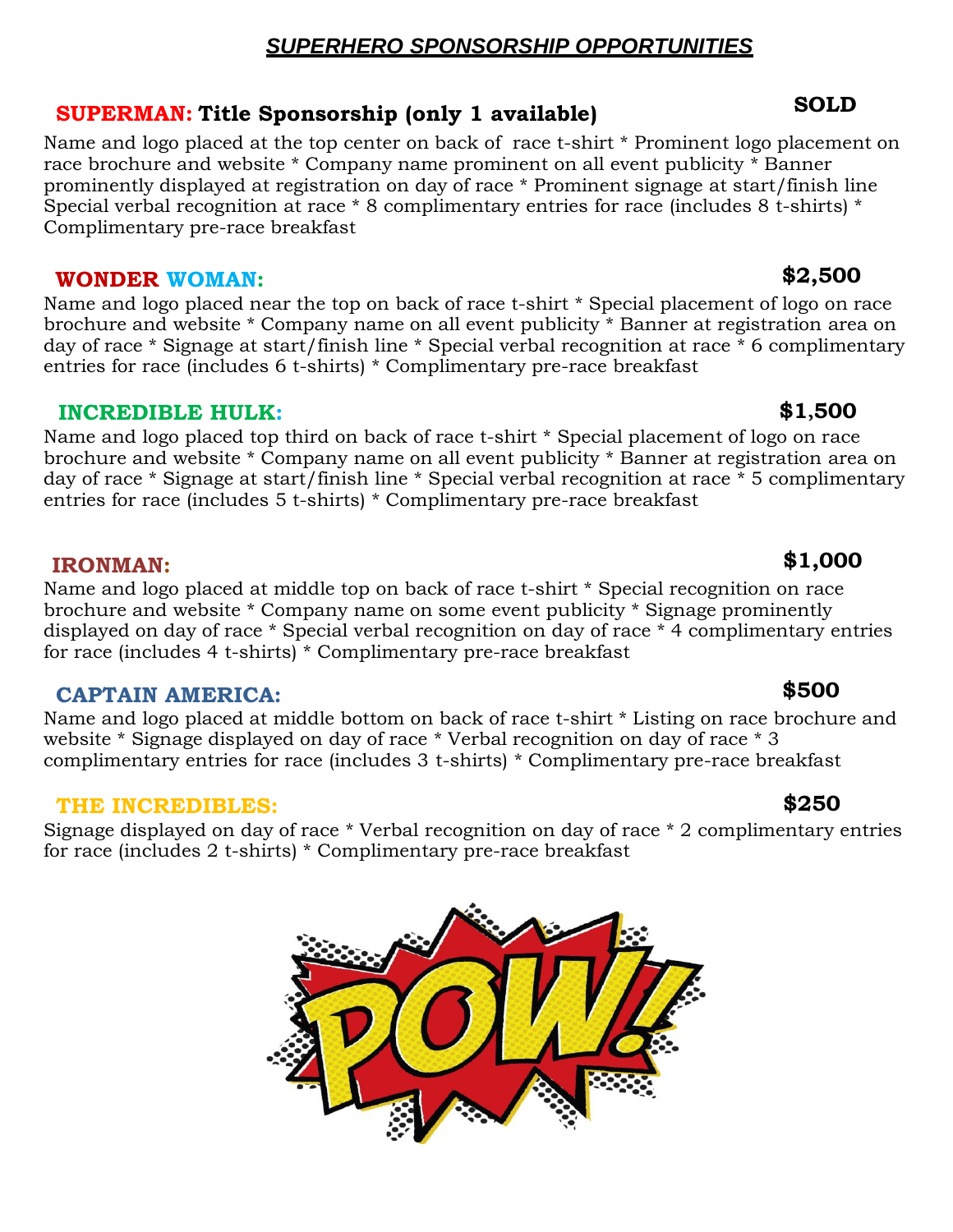# *SUPERHERO SPONSORSHIP OPPORTUNITIES*

## SUPERMAN: Title Sponsorship (only 1 available) — SOLD

Name and logo placed at the top center on back of race t-shirt * Prominent logo placement on race brochure and website * Company name prominent on all event publicity * Banner prominently displayed at registration on day of race * Prominent signage at start/finish line Special verbal recognition at race * 8 complimentary entries for race (includes 8 t-shirts) * Complimentary pre-race breakfast

## WONDER WOMAN: — $2,500

Name and logo placed near the top on back of race t-shirt * Special placement of logo on race brochure and website * Company name on all event publicity * Banner at registration area on day of race * Signage at start/finish line * Special verbal recognition at race * 6 complimentary entries for race (includes 6 t-shirts) * Complimentary pre-race breakfast

## INCREDIBLE HULK: — $1,500

Name and logo placed top third on back of race t-shirt * Special placement of logo on race brochure and website * Company name on all event publicity * Banner at registration area on day of race * Signage at start/finish line * Special verbal recognition at race * 5 complimentary entries for race (includes 5 t-shirts) * Complimentary pre-race breakfast

## IRONMAN: — $1,000

Name and logo placed at middle top on back of race t-shirt * Special recognition on race brochure and website * Company name on some event publicity * Signage prominently displayed on day of race * Special verbal recognition on day of race * 4 complimentary entries for race (includes 4 t-shirts) * Complimentary pre-race breakfast

## CAPTAIN AMERICA: — $500

Name and logo placed at middle bottom on back of race t-shirt * Listing on race brochure and website * Signage displayed on day of race * Verbal recognition on day of race * 3 complimentary entries for race (includes 3 t-shirts) * Complimentary pre-race breakfast

## THE INCREDIBLES: — $250

Signage displayed on day of race * Verbal recognition on day of race * 2 complimentary entries for race (includes 2 t-shirts) * Complimentary pre-race breakfast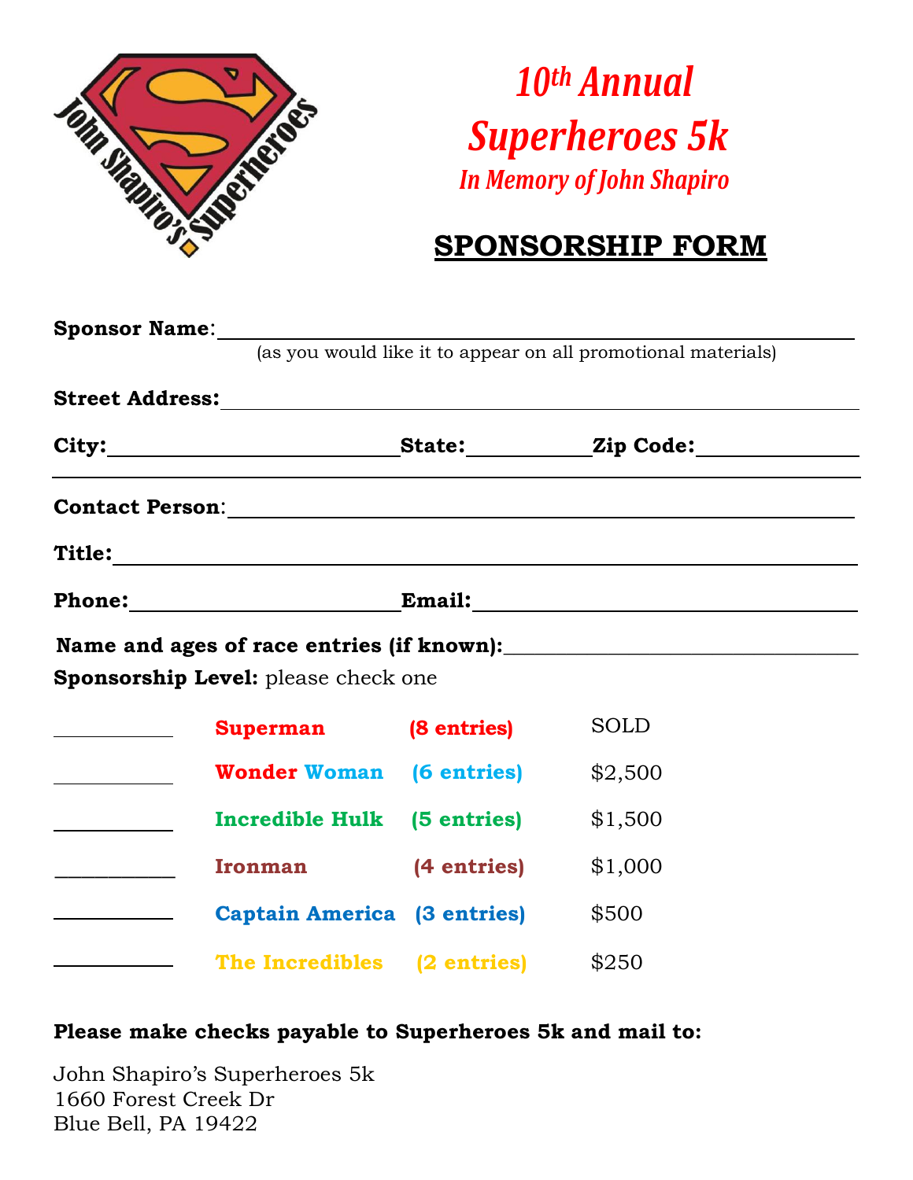# 10th Annual Superheroes 5k

*In Memory of John Shapiro*

## SPONSORSHIP FORM

**Sponsor Name**: ________________________________________
(as you would like it to appear on all promotional materials)

**Street Address:** ________________________________________

**City:** ____________________ **State:** __________ **Zip Code:** ____________

---

**Contact Person**: ________________________________________

**Title:** ________________________________________

**Phone:** ____________________ **Email:** ____________________

**Name and ages of race entries (if known):** ____________________

**Sponsorship Level:** please check one

| | | | |
|---|---|---|---|
| ________ | **Superman** | **(8 entries)** | SOLD |
| ________ | **Wonder Woman** | **(6 entries)** | $2,500 |
| ________ | **Incredible Hulk** | **(5 entries)** | $1,500 |
| ________ | **Ironman** | **(4 entries)** | $1,000 |
| ________ | **Captain America** | **(3 entries)** | $500 |
| ________ | **The Incredibles** | **(2 entries)** | $250 |

**Please make checks payable to Superheroes 5k and mail to:**

John Shapiro's Superheroes 5k
1660 Forest Creek Dr
Blue Bell, PA 19422